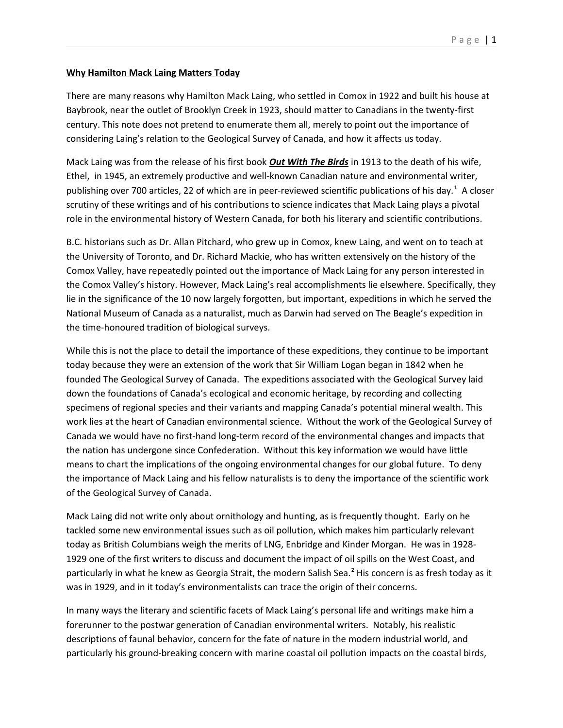**Why Hamilton Mack Laing Matters Today**

There are many reasons why Hamilton Mack Laing, who settled in Comox in 1922 and built his house at Baybrook, near the outlet of Brooklyn Creek in 1923, should matter to Canadians in the twenty-first century. This note does not pretend to enumerate them all, merely to point out the importance of considering Laing's relation to the Geological Survey of Canada, and how it affects us today.

Mack Laing was from the release of his first book ***Out With The Birds*** in 1913 to the death of his wife, Ethel, in 1945, an extremely productive and well-known Canadian nature and environmental writer, publishing over 700 articles, 22 of which are in peer-reviewed scientific publications of his day.[1] A closer scrutiny of these writings and of his contributions to science indicates that Mack Laing plays a pivotal role in the environmental history of Western Canada, for both his literary and scientific contributions.

B.C. historians such as Dr. Allan Pitchard, who grew up in Comox, knew Laing, and went on to teach at the University of Toronto, and Dr. Richard Mackie, who has written extensively on the history of the Comox Valley, have repeatedly pointed out the importance of Mack Laing for any person interested in the Comox Valley's history. However, Mack Laing's real accomplishments lie elsewhere. Specifically, they lie in the significance of the 10 now largely forgotten, but important, expeditions in which he served the National Museum of Canada as a naturalist, much as Darwin had served on The Beagle's expedition in the time-honoured tradition of biological surveys.

While this is not the place to detail the importance of these expeditions, they continue to be important today because they were an extension of the work that Sir William Logan began in 1842 when he founded The Geological Survey of Canada. The expeditions associated with the Geological Survey laid down the foundations of Canada's ecological and economic heritage, by recording and collecting specimens of regional species and their variants and mapping Canada's potential mineral wealth. This work lies at the heart of Canadian environmental science. Without the work of the Geological Survey of Canada we would have no first-hand long-term record of the environmental changes and impacts that the nation has undergone since Confederation. Without this key information we would have little means to chart the implications of the ongoing environmental changes for our global future. To deny the importance of Mack Laing and his fellow naturalists is to deny the importance of the scientific work of the Geological Survey of Canada.

Mack Laing did not write only about ornithology and hunting, as is frequently thought. Early on he tackled some new environmental issues such as oil pollution, which makes him particularly relevant today as British Columbians weigh the merits of LNG, Enbridge and Kinder Morgan. He was in 1928-1929 one of the first writers to discuss and document the impact of oil spills on the West Coast, and particularly in what he knew as Georgia Strait, the modern Salish Sea.[2] His concern is as fresh today as it was in 1929, and in it today's environmentalists can trace the origin of their concerns.

In many ways the literary and scientific facets of Mack Laing's personal life and writings make him a forerunner to the postwar generation of Canadian environmental writers. Notably, his realistic descriptions of faunal behavior, concern for the fate of nature in the modern industrial world, and particularly his ground-breaking concern with marine coastal oil pollution impacts on the coastal birds,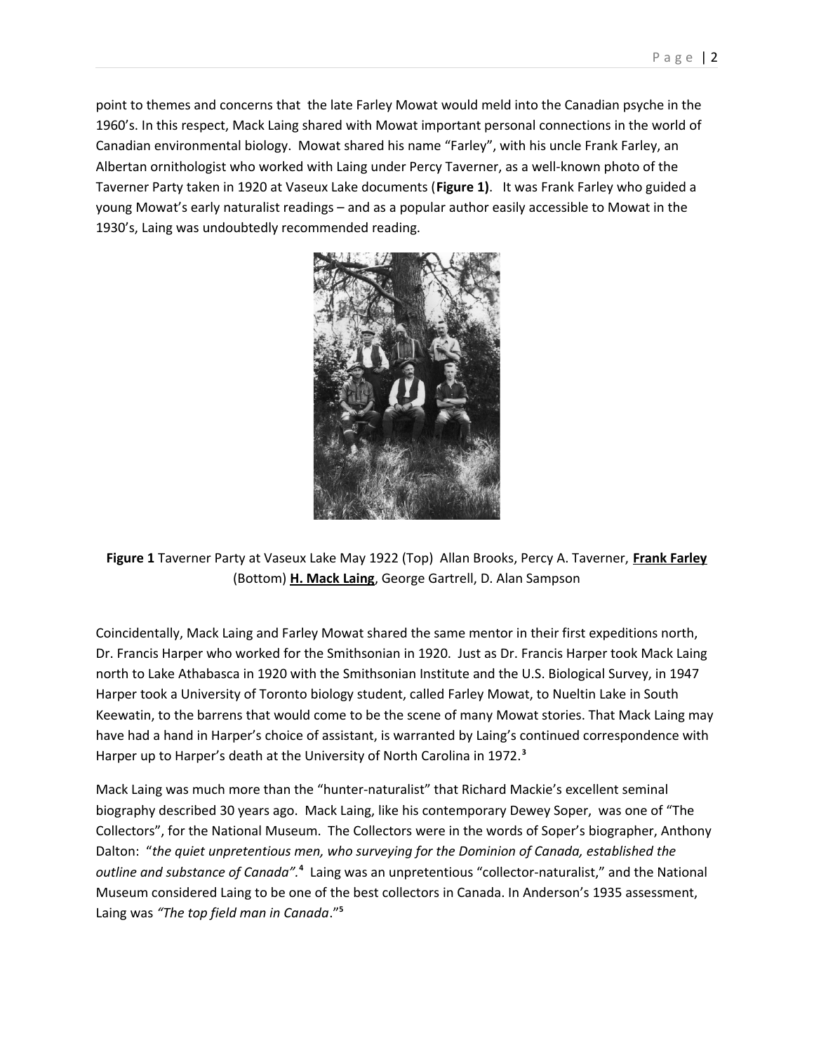point to themes and concerns that the late Farley Mowat would meld into the Canadian psyche in the 1960's. In this respect, Mack Laing shared with Mowat important personal connections in the world of Canadian environmental biology. Mowat shared his name "Farley", with his uncle Frank Farley, an Albertan ornithologist who worked with Laing under Percy Taverner, as a well-known photo of the Taverner Party taken in 1920 at Vaseux Lake documents (**Figure 1)**. It was Frank Farley who guided a young Mowat's early naturalist readings – and as a popular author easily accessible to Mowat in the 1930's, Laing was undoubtedly recommended reading.

**Figure 1** Taverner Party at Vaseux Lake May 1922 (Top) Allan Brooks, Percy A. Taverner, **Frank Farley** (Bottom) **H. Mack Laing**, George Gartrell, D. Alan Sampson

Coincidentally, Mack Laing and Farley Mowat shared the same mentor in their first expeditions north, Dr. Francis Harper who worked for the Smithsonian in 1920. Just as Dr. Francis Harper took Mack Laing north to Lake Athabasca in 1920 with the Smithsonian Institute and the U.S. Biological Survey, in 1947 Harper took a University of Toronto biology student, called Farley Mowat, to Nueltin Lake in South Keewatin, to the barrens that would come to be the scene of many Mowat stories. That Mack Laing may have had a hand in Harper's choice of assistant, is warranted by Laing's continued correspondence with Harper up to Harper's death at the University of North Carolina in 1972.[3]

Mack Laing was much more than the "hunter-naturalist" that Richard Mackie's excellent seminal biography described 30 years ago. Mack Laing, like his contemporary Dewey Soper, was one of "The Collectors", for the National Museum. The Collectors were in the words of Soper's biographer, Anthony Dalton: "*the quiet unpretentious men, who surveying for the Dominion of Canada, established the outline and substance of Canada".*[4] Laing was an unpretentious "collector-naturalist," and the National Museum considered Laing to be one of the best collectors in Canada. In Anderson's 1935 assessment, Laing was *"The top field man in Canada*."[5]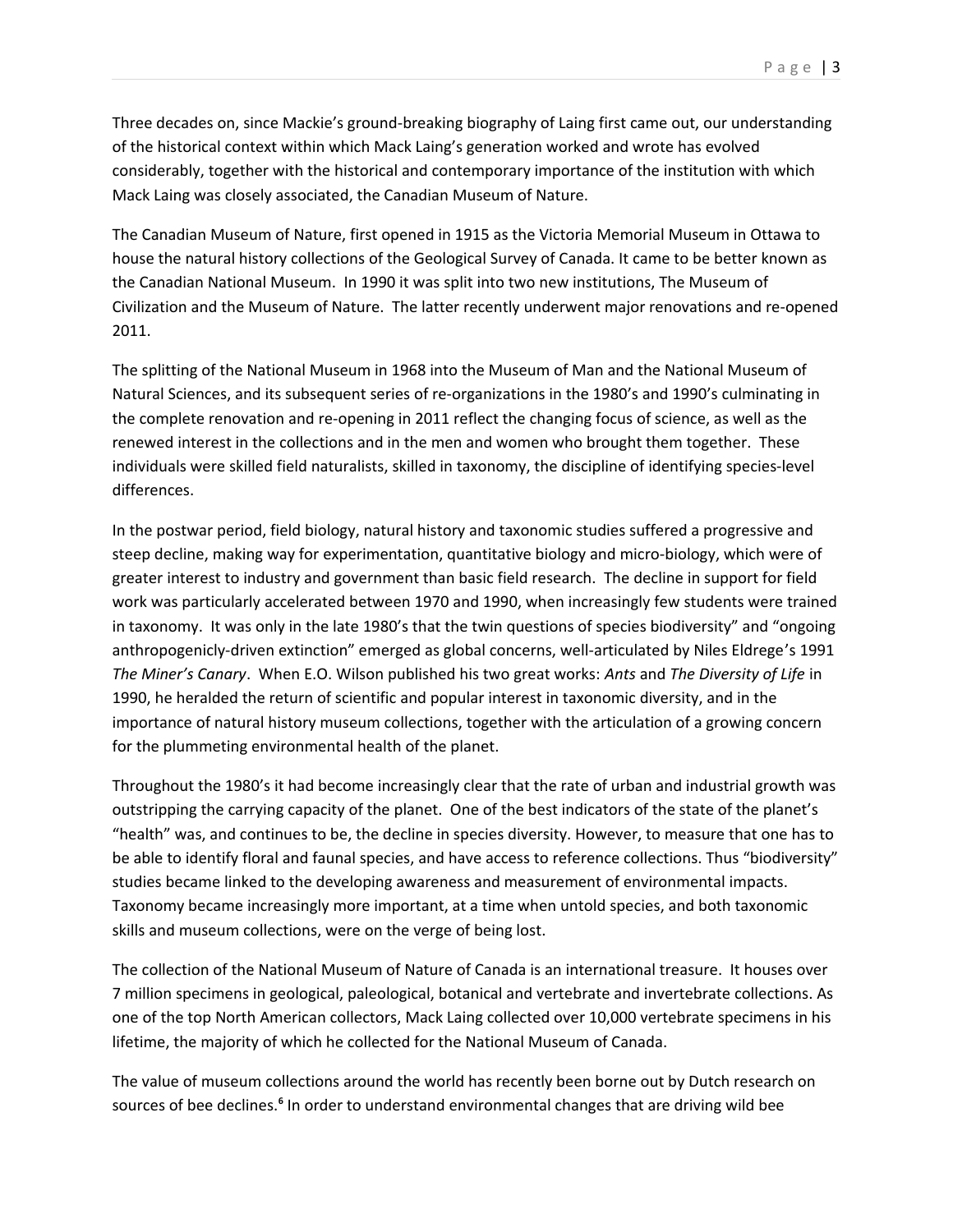Three decades on, since Mackie's ground-breaking biography of Laing first came out, our understanding of the historical context within which Mack Laing's generation worked and wrote has evolved considerably, together with the historical and contemporary importance of the institution with which Mack Laing was closely associated, the Canadian Museum of Nature.

The Canadian Museum of Nature, first opened in 1915 as the Victoria Memorial Museum in Ottawa to house the natural history collections of the Geological Survey of Canada. It came to be better known as the Canadian National Museum. In 1990 it was split into two new institutions, The Museum of Civilization and the Museum of Nature. The latter recently underwent major renovations and re-opened 2011.

The splitting of the National Museum in 1968 into the Museum of Man and the National Museum of Natural Sciences, and its subsequent series of re-organizations in the 1980's and 1990's culminating in the complete renovation and re-opening in 2011 reflect the changing focus of science, as well as the renewed interest in the collections and in the men and women who brought them together. These individuals were skilled field naturalists, skilled in taxonomy, the discipline of identifying species-level differences.

In the postwar period, field biology, natural history and taxonomic studies suffered a progressive and steep decline, making way for experimentation, quantitative biology and micro-biology, which were of greater interest to industry and government than basic field research. The decline in support for field work was particularly accelerated between 1970 and 1990, when increasingly few students were trained in taxonomy. It was only in the late 1980's that the twin questions of species biodiversity" and "ongoing anthropogenicly-driven extinction" emerged as global concerns, well-articulated by Niles Eldrege's 1991 *The Miner's Canary*. When E.O. Wilson published his two great works: *Ants* and *The Diversity of Life* in 1990, he heralded the return of scientific and popular interest in taxonomic diversity, and in the importance of natural history museum collections, together with the articulation of a growing concern for the plummeting environmental health of the planet.

Throughout the 1980's it had become increasingly clear that the rate of urban and industrial growth was outstripping the carrying capacity of the planet. One of the best indicators of the state of the planet's "health" was, and continues to be, the decline in species diversity. However, to measure that one has to be able to identify floral and faunal species, and have access to reference collections. Thus "biodiversity" studies became linked to the developing awareness and measurement of environmental impacts. Taxonomy became increasingly more important, at a time when untold species, and both taxonomic skills and museum collections, were on the verge of being lost.

The collection of the National Museum of Nature of Canada is an international treasure. It houses over 7 million specimens in geological, paleological, botanical and vertebrate and invertebrate collections. As one of the top North American collectors, Mack Laing collected over 10,000 vertebrate specimens in his lifetime, the majority of which he collected for the National Museum of Canada.

The value of museum collections around the world has recently been borne out by Dutch research on sources of bee declines.[6] In order to understand environmental changes that are driving wild bee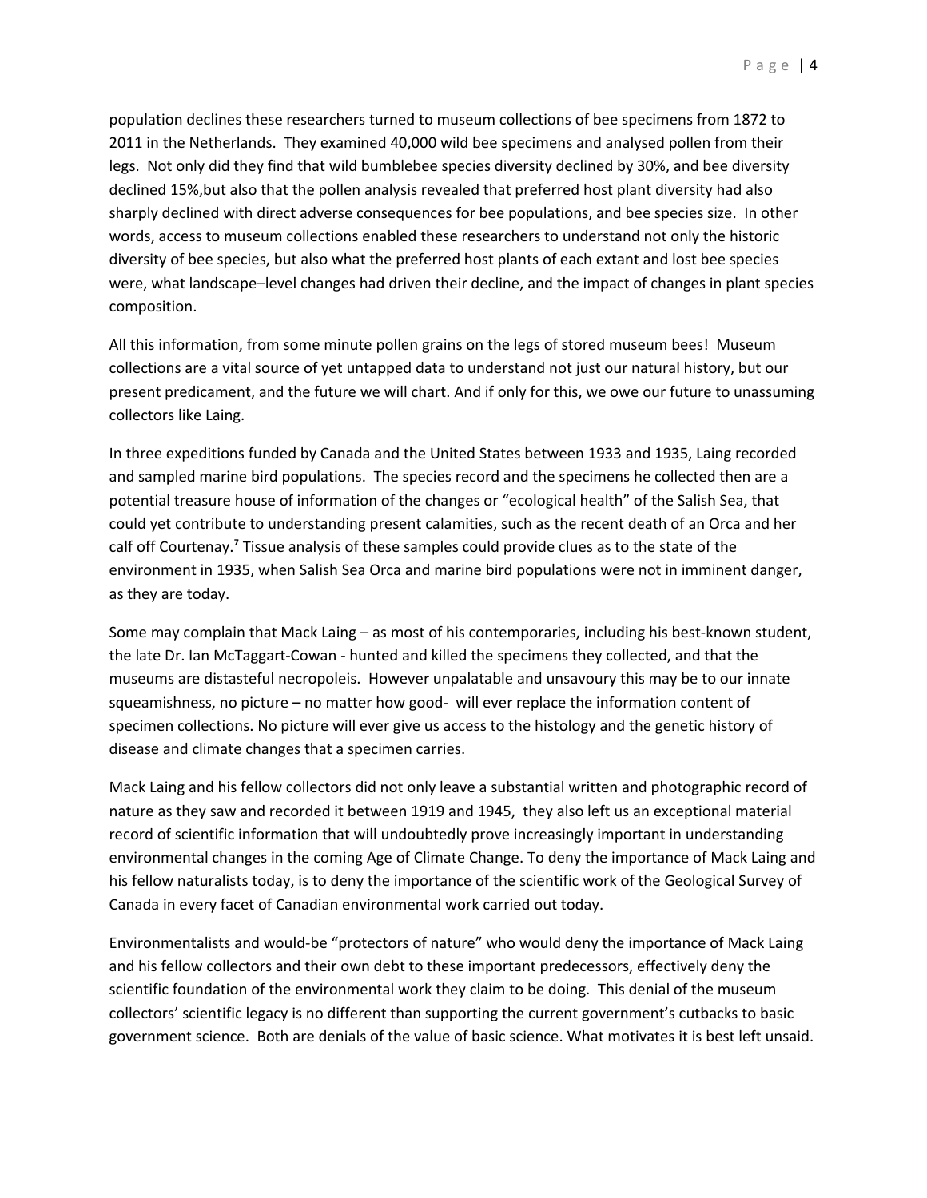population declines these researchers turned to museum collections of bee specimens from 1872 to 2011 in the Netherlands. They examined 40,000 wild bee specimens and analysed pollen from their legs. Not only did they find that wild bumblebee species diversity declined by 30%, and bee diversity declined 15%,but also that the pollen analysis revealed that preferred host plant diversity had also sharply declined with direct adverse consequences for bee populations, and bee species size. In other words, access to museum collections enabled these researchers to understand not only the historic diversity of bee species, but also what the preferred host plants of each extant and lost bee species were, what landscape–level changes had driven their decline, and the impact of changes in plant species composition.

All this information, from some minute pollen grains on the legs of stored museum bees! Museum collections are a vital source of yet untapped data to understand not just our natural history, but our present predicament, and the future we will chart. And if only for this, we owe our future to unassuming collectors like Laing.

In three expeditions funded by Canada and the United States between 1933 and 1935, Laing recorded and sampled marine bird populations. The species record and the specimens he collected then are a potential treasure house of information of the changes or "ecological health" of the Salish Sea, that could yet contribute to understanding present calamities, such as the recent death of an Orca and her calf off Courtenay.[7] Tissue analysis of these samples could provide clues as to the state of the environment in 1935, when Salish Sea Orca and marine bird populations were not in imminent danger, as they are today.

Some may complain that Mack Laing – as most of his contemporaries, including his best-known student, the late Dr. Ian McTaggart-Cowan - hunted and killed the specimens they collected, and that the museums are distasteful necropoleis. However unpalatable and unsavoury this may be to our innate squeamishness, no picture – no matter how good- will ever replace the information content of specimen collections. No picture will ever give us access to the histology and the genetic history of disease and climate changes that a specimen carries.

Mack Laing and his fellow collectors did not only leave a substantial written and photographic record of nature as they saw and recorded it between 1919 and 1945, they also left us an exceptional material record of scientific information that will undoubtedly prove increasingly important in understanding environmental changes in the coming Age of Climate Change. To deny the importance of Mack Laing and his fellow naturalists today, is to deny the importance of the scientific work of the Geological Survey of Canada in every facet of Canadian environmental work carried out today.

Environmentalists and would-be "protectors of nature" who would deny the importance of Mack Laing and his fellow collectors and their own debt to these important predecessors, effectively deny the scientific foundation of the environmental work they claim to be doing. This denial of the museum collectors' scientific legacy is no different than supporting the current government's cutbacks to basic government science. Both are denials of the value of basic science. What motivates it is best left unsaid.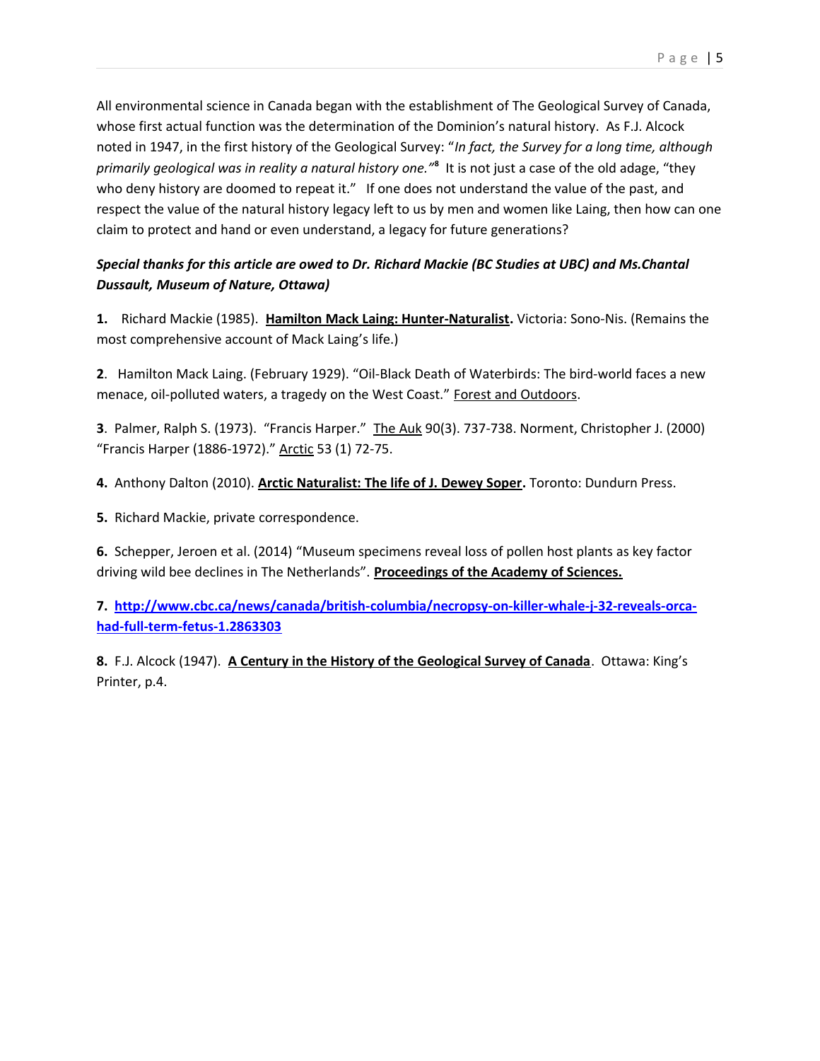All environmental science in Canada began with the establishment of The Geological Survey of Canada, whose first actual function was the determination of the Dominion's natural history. As F.J. Alcock noted in 1947, in the first history of the Geological Survey: "*In fact, the Survey for a long time, although primarily geological was in reality a natural history one."*[8] It is not just a case of the old adage, "they who deny history are doomed to repeat it." If one does not understand the value of the past, and respect the value of the natural history legacy left to us by men and women like Laing, then how can one claim to protect and hand or even understand, a legacy for future generations?

***Special thanks for this article are owed to Dr. Richard Mackie (BC Studies at UBC) and Ms.Chantal Dussault, Museum of Nature, Ottawa)***

**1.** Richard Mackie (1985). **Hamilton Mack Laing: Hunter-Naturalist.** Victoria: Sono-Nis. (Remains the most comprehensive account of Mack Laing's life.)

**2**. Hamilton Mack Laing. (February 1929). "Oil-Black Death of Waterbirds: The bird-world faces a new menace, oil-polluted waters, a tragedy on the West Coast." Forest and Outdoors.

**3**. Palmer, Ralph S. (1973). "Francis Harper." The Auk 90(3). 737-738. Norment, Christopher J. (2000) "Francis Harper (1886-1972)." Arctic 53 (1) 72-75.

**4.** Anthony Dalton (2010). **Arctic Naturalist: The life of J. Dewey Soper.** Toronto: Dundurn Press.

**5.** Richard Mackie, private correspondence.

**6.** Schepper, Jeroen et al. (2014) "Museum specimens reveal loss of pollen host plants as key factor driving wild bee declines in The Netherlands". **Proceedings of the Academy of Sciences.**

**7.** **http://www.cbc.ca/news/canada/british-columbia/necropsy-on-killer-whale-j-32-reveals-orca-had-full-term-fetus-1.2863303**

**8.** F.J. Alcock (1947). **A Century in the History of the Geological Survey of Canada**. Ottawa: King's Printer, p.4.